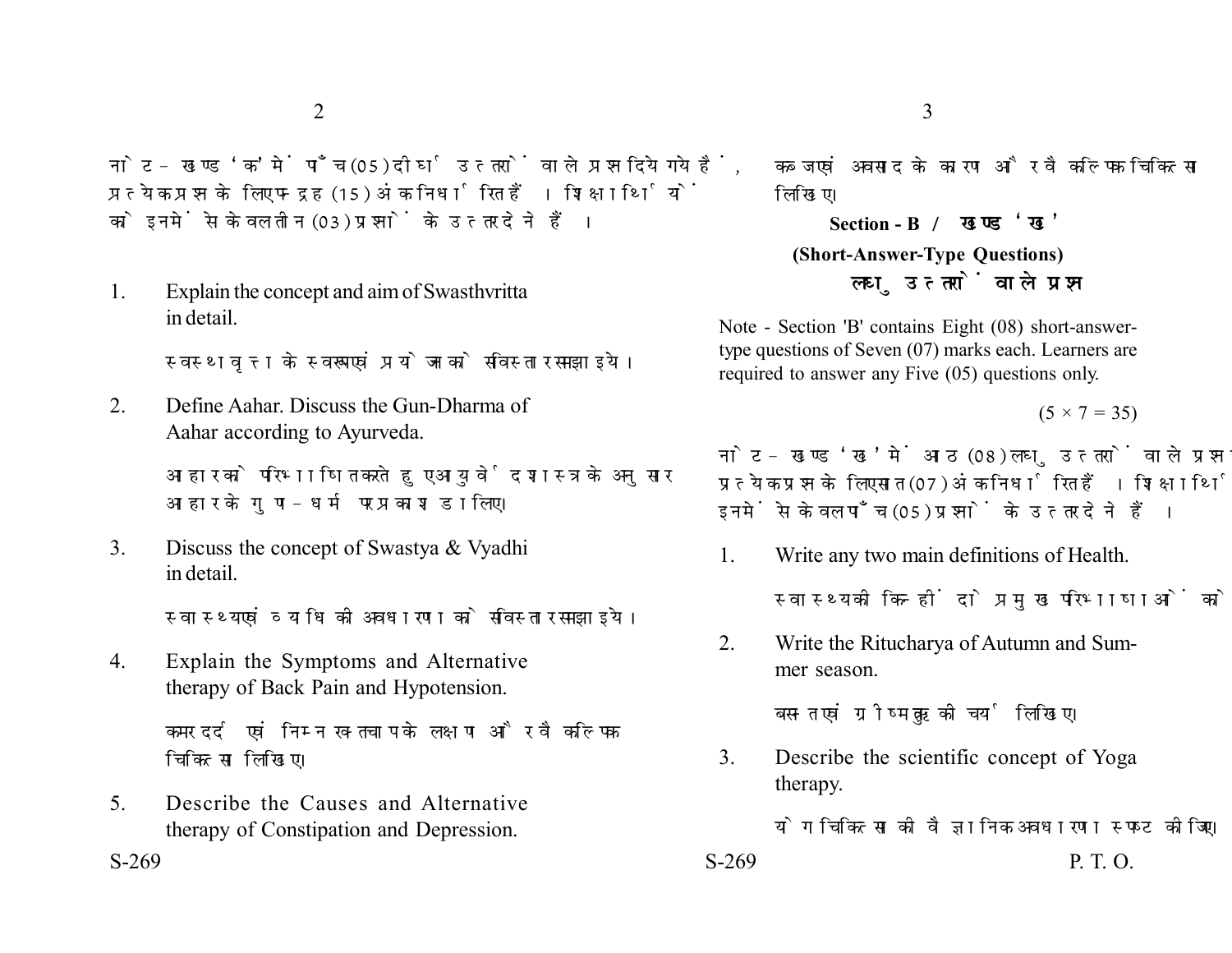नोट - खण्ड 'क' में पाँच (05) दीर्घ उत्तरों वाले प्रश्न दिये गये हैं, प्रत्येक प्रश्न के लिए पन्द्रह (15) अंक निर्धारित हैं। शिक्षार्थियों को इनमें से केवल तीन (03) प्रश्नों के उत्तर देने हैं।

1. Explain the concept and aim of Swasthvritta in detail.

   स्वस्थावृत्त के स्वरूप एवं प्रयोजन को सविस्तार समझाइये।

2. Define Aahar. Discuss the Gun-Dharma of Aahar according to Ayurveda.

   आहार को परिभाषित करते हुए आयुर्वेद शास्त्र के अनुसार आहार के गुण-धर्म पर प्रकाश डालिए।

3. Discuss the concept of Swastya & Vyadhi in detail.

   स्वास्थ्य एवं व्याधि की अवधारणा को सविस्तार समझाइये।

4. Explain the Symptoms and Alternative therapy of Back Pain and Hypotension.

   कमर दर्द एवं निम्न रक्तचाप के लक्षण और वैकल्पिक चिकित्सा लिखिए।

5. Describe the Causes and Alternative therapy of Constipation and Depression.

   कब्ज एवं अवसाद के कारण और वैकल्पिक चिकित्सा लिखिए।

## Section - B / खण्ड 'ख'

### (Short-Answer-Type Questions)

### लघु उत्तरों वाले प्रश्न

Note - Section 'B' contains Eight (08) short-answer-type questions of Seven (07) marks each. Learners are required to answer any Five (05) questions only.

(5 × 7 = 35)

नोट - खण्ड 'ख' में आठ (08) लघु उत्तरों वाले प्रश्न दिये गये हैं, प्रत्येक प्रश्न के लिए सात (07) अंक निर्धारित हैं। शिक्षार्थियों को इनमें से केवल पाँच (05) प्रश्नों के उत्तर देने हैं।

1. Write any two main definitions of Health.

   स्वास्थ्य की किन्हीं दो प्रमुख परिभाषाओं को

2. Write the Ritucharya of Autumn and Summer season.

   बसन्त एवं ग्रीष्म ऋतु की चर्या लिखिए।

3. Describe the scientific concept of Yoga therapy.

   योग चिकित्सा की वैज्ञानिक अवधारणा स्पष्ट कीजिए।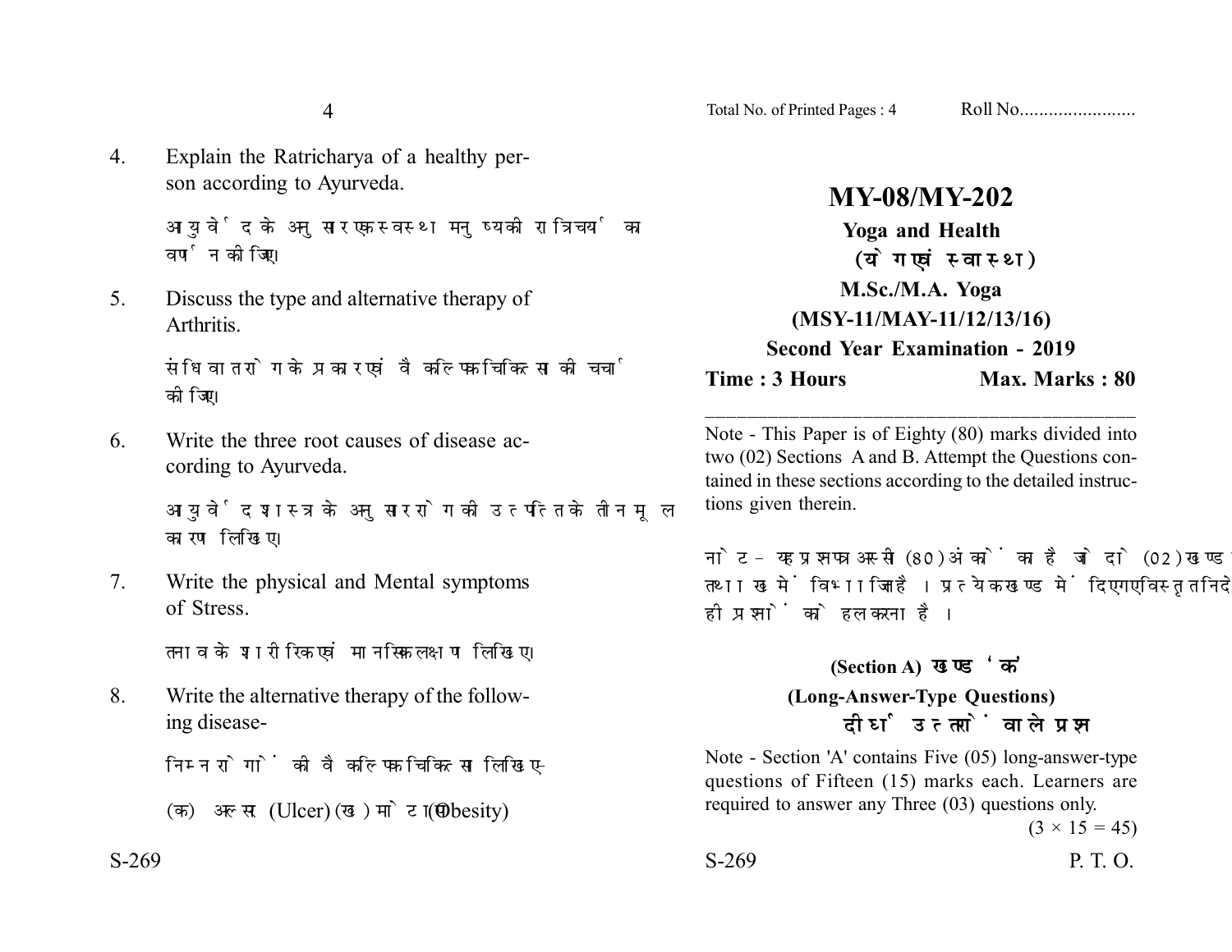4. Explain the Ratricharya of a healthy person according to Ayurveda.

   आयुर्वेद के अनुसार एक स्वस्थ मनुष्य की रात्रिचर्या का वर्णन कीजिए।

5. Discuss the type and alternative therapy of Arthritis.

   संधिवात रोग के प्रकार एवं वैकल्पिक चिकित्सा की चर्चा कीजिए।

6. Write the three root causes of disease according to Ayurveda.

   आयुर्वेद शास्त्र के अनुसार रोग की उत्पत्ति के तीन मूल कारण लिखिए।

7. Write the physical and Mental symptoms of Stress.

   तनाव के शारीरिक एवं मानसिक लक्षण लिखिए।

8. Write the alternative therapy of the following disease-

   निम्न रोगों की वैकल्पिक चिकित्सा लिखिए-

   (क) अल्सर (Ulcer) (ख) मोटापा (Obesity)

Total No. of Printed Pages : 4 Roll No.......................

# MY-08/MY-202

## Yoga and Health
## (योग एवं स्वास्थ्य)

**M.Sc./M.A. Yoga**

**(MSY-11/MAY-11/12/13/16)**

**Second Year Examination - 2019**

**Time : 3 Hours** **Max. Marks : 80**

---

Note - This Paper is of Eighty (80) marks divided into two (02) Sections A and B. Attempt the Questions contained in these sections according to the detailed instructions given therein.

नोट- यह प्रश्नपत्र अस्सी (80) अंकों का है जो दो (02) खण्डों क तथा ख में विभाजित है। प्रत्येक खण्ड में दिए गए विस्तृत निर्देशों के अनुसार ही प्रश्नों को हल करना है।

### (Section A) खण्ड 'क'

### (Long-Answer-Type Questions)
### दीर्घ उत्तरों वाले प्रश्न

Note - Section 'A' contains Five (05) long-answer-type questions of Fifteen (15) marks each. Learners are required to answer any Three (03) questions only.

$(3 \times 15 = 45)$